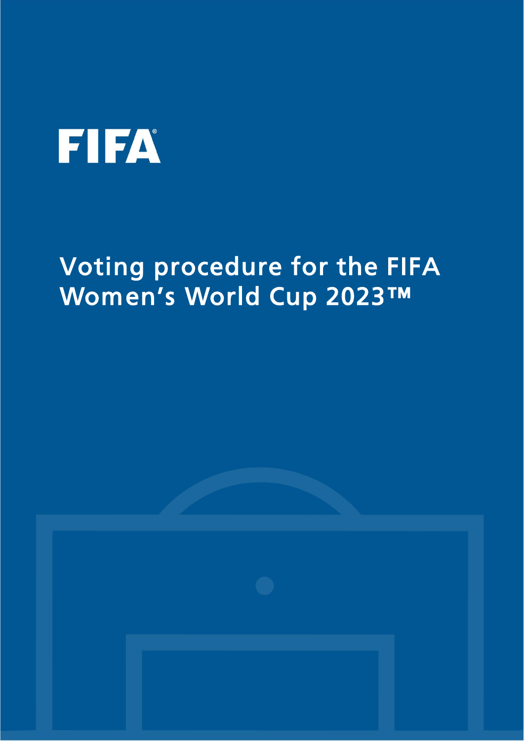FIFA

# Voting procedure for the FIFA Women's World Cup 2023™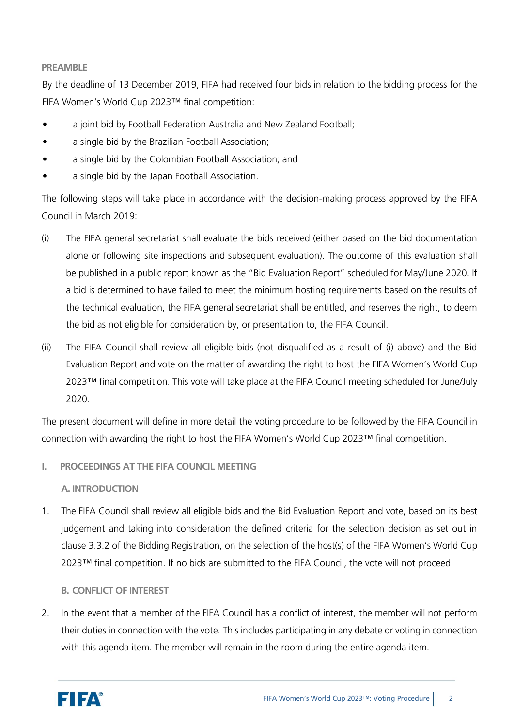## PREAMBLE

By the deadline of 13 December 2019, FIFA had received four bids in relation to the bidding process for the FIFA Women's World Cup 2023™ final competition:

- a joint bid by Football Federation Australia and New Zealand Football;
- a single bid by the Brazilian Football Association;
- a single bid by the Colombian Football Association; and
- a single bid by the Japan Football Association.

The following steps will take place in accordance with the decision-making process approved by the FIFA Council in March 2019:

(i) The FIFA general secretariat shall evaluate the bids received (either based on the bid documentation alone or following site inspections and subsequent evaluation). The outcome of this evaluation shall be published in a public report known as the "Bid Evaluation Report" scheduled for May/June 2020. If a bid is determined to have failed to meet the minimum hosting requirements based on the results of the technical evaluation, the FIFA general secretariat shall be entitled, and reserves the right, to deem the bid as not eligible for consideration by, or presentation to, the FIFA Council.

(ii) The FIFA Council shall review all eligible bids (not disqualified as a result of (i) above) and the Bid Evaluation Report and vote on the matter of awarding the right to host the FIFA Women's World Cup 2023™ final competition. This vote will take place at the FIFA Council meeting scheduled for June/July 2020.

The present document will define in more detail the voting procedure to be followed by the FIFA Council in connection with awarding the right to host the FIFA Women's World Cup 2023™ final competition.

## I. PROCEEDINGS AT THE FIFA COUNCIL MEETING

### A. INTRODUCTION

1. The FIFA Council shall review all eligible bids and the Bid Evaluation Report and vote, based on its best judgement and taking into consideration the defined criteria for the selection decision as set out in clause 3.3.2 of the Bidding Registration, on the selection of the host(s) of the FIFA Women's World Cup 2023™ final competition. If no bids are submitted to the FIFA Council, the vote will not proceed.

### B. CONFLICT OF INTEREST

2. In the event that a member of the FIFA Council has a conflict of interest, the member will not perform their duties in connection with the vote. This includes participating in any debate or voting in connection with this agenda item. The member will remain in the room during the entire agenda item.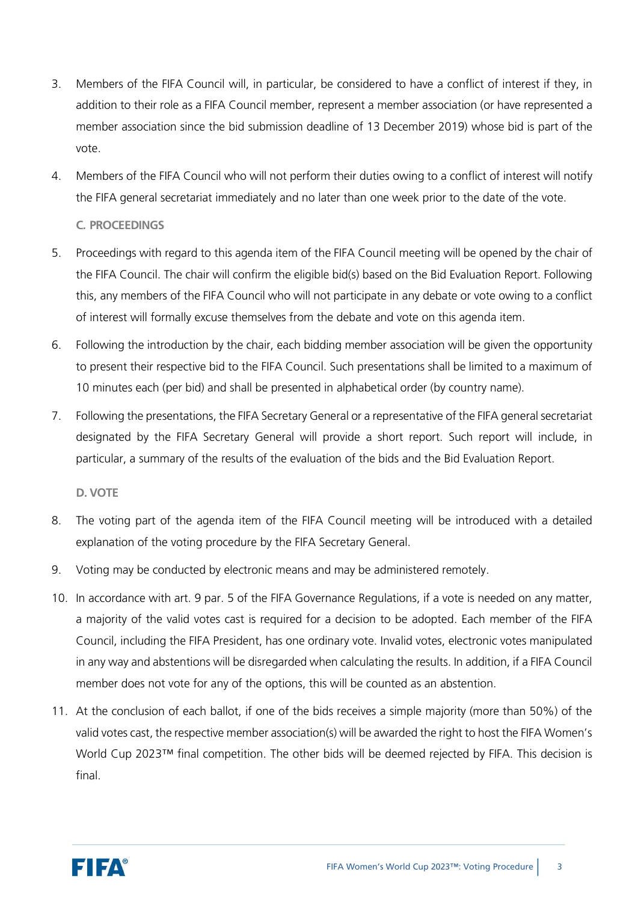3. Members of the FIFA Council will, in particular, be considered to have a conflict of interest if they, in addition to their role as a FIFA Council member, represent a member association (or have represented a member association since the bid submission deadline of 13 December 2019) whose bid is part of the vote.

4. Members of the FIFA Council who will not perform their duties owing to a conflict of interest will notify the FIFA general secretariat immediately and no later than one week prior to the date of the vote.

### C. PROCEEDINGS

5. Proceedings with regard to this agenda item of the FIFA Council meeting will be opened by the chair of the FIFA Council. The chair will confirm the eligible bid(s) based on the Bid Evaluation Report. Following this, any members of the FIFA Council who will not participate in any debate or vote owing to a conflict of interest will formally excuse themselves from the debate and vote on this agenda item.

6. Following the introduction by the chair, each bidding member association will be given the opportunity to present their respective bid to the FIFA Council. Such presentations shall be limited to a maximum of 10 minutes each (per bid) and shall be presented in alphabetical order (by country name).

7. Following the presentations, the FIFA Secretary General or a representative of the FIFA general secretariat designated by the FIFA Secretary General will provide a short report. Such report will include, in particular, a summary of the results of the evaluation of the bids and the Bid Evaluation Report.

### D. VOTE

8. The voting part of the agenda item of the FIFA Council meeting will be introduced with a detailed explanation of the voting procedure by the FIFA Secretary General.

9. Voting may be conducted by electronic means and may be administered remotely.

10. In accordance with art. 9 par. 5 of the FIFA Governance Regulations, if a vote is needed on any matter, a majority of the valid votes cast is required for a decision to be adopted. Each member of the FIFA Council, including the FIFA President, has one ordinary vote. Invalid votes, electronic votes manipulated in any way and abstentions will be disregarded when calculating the results. In addition, if a FIFA Council member does not vote for any of the options, this will be counted as an abstention.

11. At the conclusion of each ballot, if one of the bids receives a simple majority (more than 50%) of the valid votes cast, the respective member association(s) will be awarded the right to host the FIFA Women's World Cup 2023™ final competition. The other bids will be deemed rejected by FIFA. This decision is final.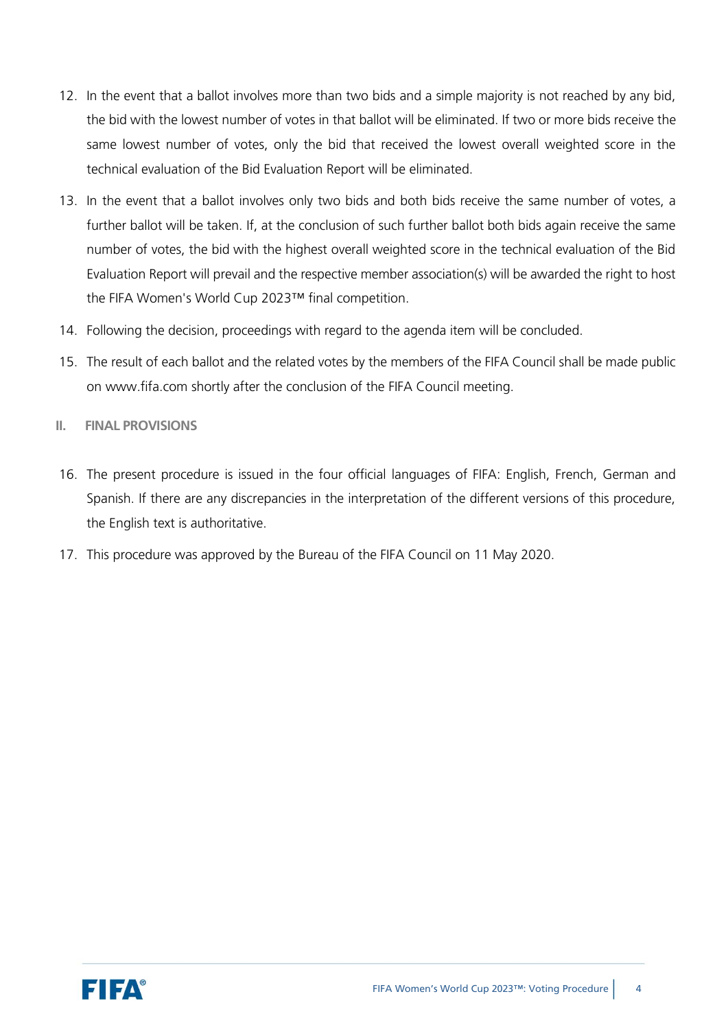12. In the event that a ballot involves more than two bids and a simple majority is not reached by any bid, the bid with the lowest number of votes in that ballot will be eliminated. If two or more bids receive the same lowest number of votes, only the bid that received the lowest overall weighted score in the technical evaluation of the Bid Evaluation Report will be eliminated.

13. In the event that a ballot involves only two bids and both bids receive the same number of votes, a further ballot will be taken. If, at the conclusion of such further ballot both bids again receive the same number of votes, the bid with the highest overall weighted score in the technical evaluation of the Bid Evaluation Report will prevail and the respective member association(s) will be awarded the right to host the FIFA Women's World Cup 2023™ final competition.

14. Following the decision, proceedings with regard to the agenda item will be concluded.

15. The result of each ballot and the related votes by the members of the FIFA Council shall be made public on www.fifa.com shortly after the conclusion of the FIFA Council meeting.

## II. FINAL PROVISIONS

16. The present procedure is issued in the four official languages of FIFA: English, French, German and Spanish. If there are any discrepancies in the interpretation of the different versions of this procedure, the English text is authoritative.

17. This procedure was approved by the Bureau of the FIFA Council on 11 May 2020.